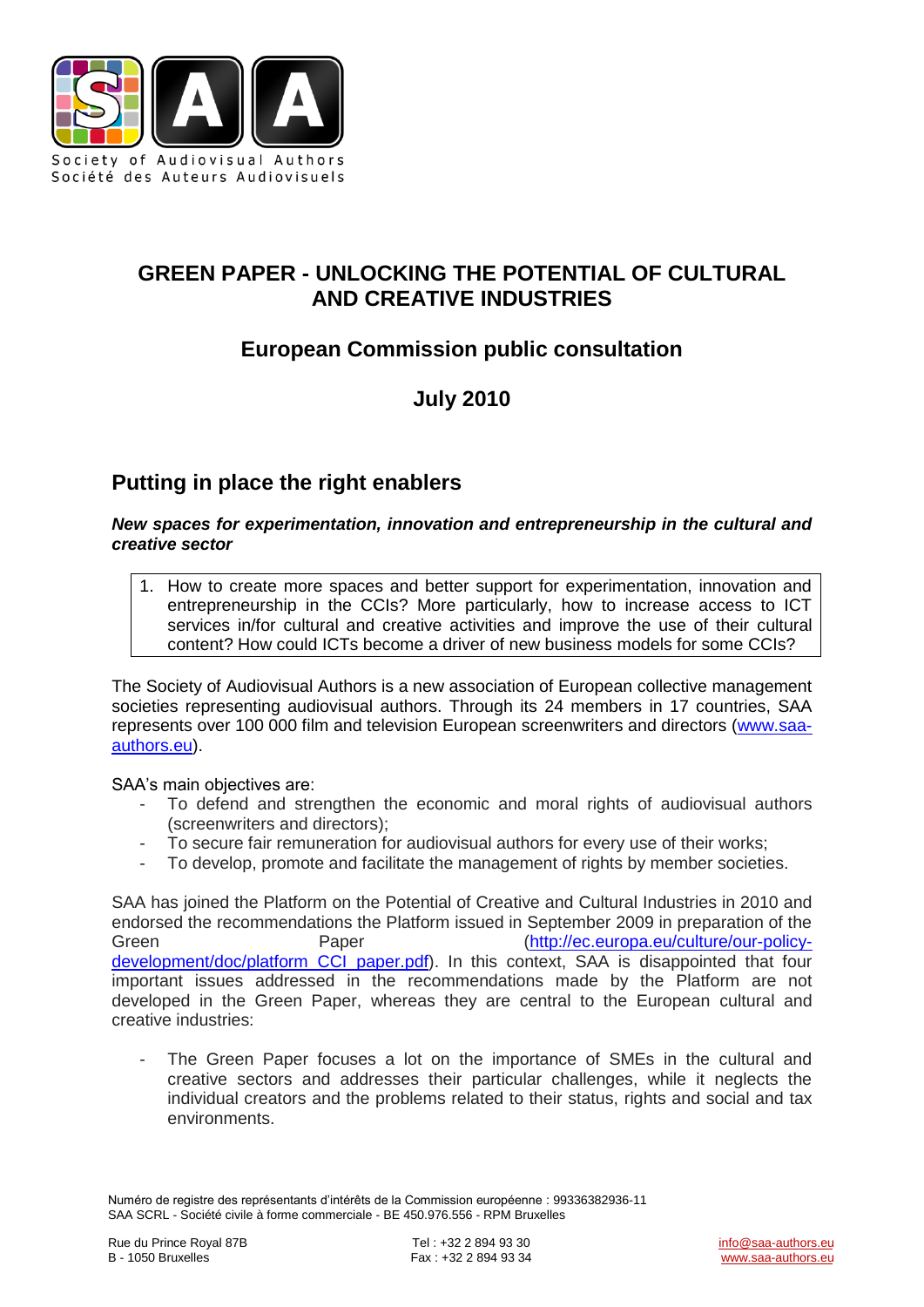Society of Audiovisual Authors
Société des Auteurs Audiovisuels

# GREEN PAPER - UNLOCKING THE POTENTIAL OF CULTURAL AND CREATIVE INDUSTRIES

## European Commission public consultation

## July 2010

## Putting in place the right enablers

***New spaces for experimentation, innovation and entrepreneurship in the cultural and creative sector***

1. How to create more spaces and better support for experimentation, innovation and entrepreneurship in the CCIs? More particularly, how to increase access to ICT services in/for cultural and creative activities and improve the use of their cultural content? How could ICTs become a driver of new business models for some CCIs?

The Society of Audiovisual Authors is a new association of European collective management societies representing audiovisual authors. Through its 24 members in 17 countries, SAA represents over 100 000 film and television European screenwriters and directors (www.saa-authors.eu).

SAA's main objectives are:

- To defend and strengthen the economic and moral rights of audiovisual authors (screenwriters and directors);
- To secure fair remuneration for audiovisual authors for every use of their works;
- To develop, promote and facilitate the management of rights by member societies.

SAA has joined the Platform on the Potential of Creative and Cultural Industries in 2010 and endorsed the recommendations the Platform issued in September 2009 in preparation of the Green Paper (http://ec.europa.eu/culture/our-policy-development/doc/platform_CCI_paper.pdf). In this context, SAA is disappointed that four important issues addressed in the recommendations made by the Platform are not developed in the Green Paper, whereas they are central to the European cultural and creative industries:

- The Green Paper focuses a lot on the importance of SMEs in the cultural and creative sectors and addresses their particular challenges, while it neglects the individual creators and the problems related to their status, rights and social and tax environments.

Numéro de registre des représentants d'intérêts de la Commission européenne : 99336382936-11
SAA SCRL - Société civile à forme commerciale - BE 450.976.556 - RPM Bruxelles

Rue du Prince Royal 87B
B - 1050 Bruxelles

Tel : +32 2 894 93 30
Fax : +32 2 894 93 34

info@saa-authors.eu
www.saa-authors.eu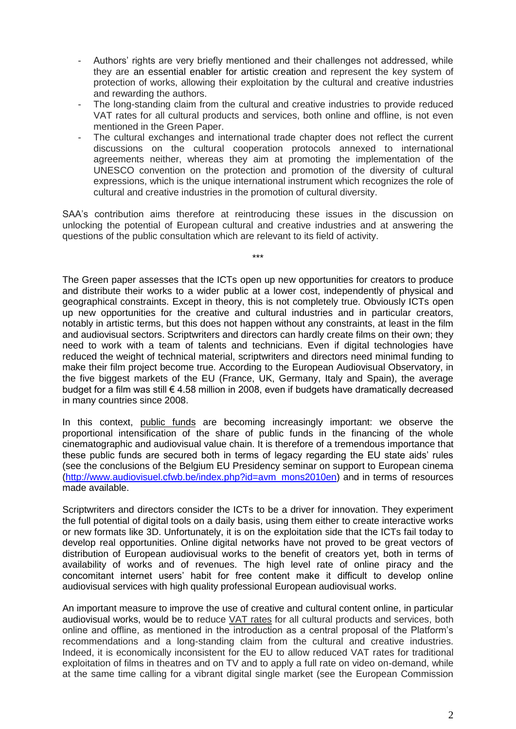- Authors' rights are very briefly mentioned and their challenges not addressed, while they are an essential enabler for artistic creation and represent the key system of protection of works, allowing their exploitation by the cultural and creative industries and rewarding the authors.
- The long-standing claim from the cultural and creative industries to provide reduced VAT rates for all cultural products and services, both online and offline, is not even mentioned in the Green Paper.
- The cultural exchanges and international trade chapter does not reflect the current discussions on the cultural cooperation protocols annexed to international agreements neither, whereas they aim at promoting the implementation of the UNESCO convention on the protection and promotion of the diversity of cultural expressions, which is the unique international instrument which recognizes the role of cultural and creative industries in the promotion of cultural diversity.

SAA's contribution aims therefore at reintroducing these issues in the discussion on unlocking the potential of European cultural and creative industries and at answering the questions of the public consultation which are relevant to its field of activity.

\*\*\*

The Green paper assesses that the ICTs open up new opportunities for creators to produce and distribute their works to a wider public at a lower cost, independently of physical and geographical constraints. Except in theory, this is not completely true. Obviously ICTs open up new opportunities for the creative and cultural industries and in particular creators, notably in artistic terms, but this does not happen without any constraints, at least in the film and audiovisual sectors. Scriptwriters and directors can hardly create films on their own; they need to work with a team of talents and technicians. Even if digital technologies have reduced the weight of technical material, scriptwriters and directors need minimal funding to make their film project become true. According to the European Audiovisual Observatory, in the five biggest markets of the EU (France, UK, Germany, Italy and Spain), the average budget for a film was still € 4.58 million in 2008, even if budgets have dramatically decreased in many countries since 2008.

In this context, <u>public funds</u> are becoming increasingly important: we observe the proportional intensification of the share of public funds in the financing of the whole cinematographic and audiovisual value chain. It is therefore of a tremendous importance that these public funds are secured both in terms of legacy regarding the EU state aids' rules (see the conclusions of the Belgium EU Presidency seminar on support to European cinema (http://www.audiovisuel.cfwb.be/index.php?id=avm_mons2010en) and in terms of resources made available.

Scriptwriters and directors consider the ICTs to be a driver for innovation. They experiment the full potential of digital tools on a daily basis, using them either to create interactive works or new formats like 3D. Unfortunately, it is on the exploitation side that the ICTs fail today to develop real opportunities. Online digital networks have not proved to be great vectors of distribution of European audiovisual works to the benefit of creators yet, both in terms of availability of works and of revenues. The high level rate of online piracy and the concomitant internet users' habit for free content make it difficult to develop online audiovisual services with high quality professional European audiovisual works.

An important measure to improve the use of creative and cultural content online, in particular audiovisual works, would be to reduce <u>VAT rates</u> for all cultural products and services, both online and offline, as mentioned in the introduction as a central proposal of the Platform's recommendations and a long-standing claim from the cultural and creative industries. Indeed, it is economically inconsistent for the EU to allow reduced VAT rates for traditional exploitation of films in theatres and on TV and to apply a full rate on video on-demand, while at the same time calling for a vibrant digital single market (see the European Commission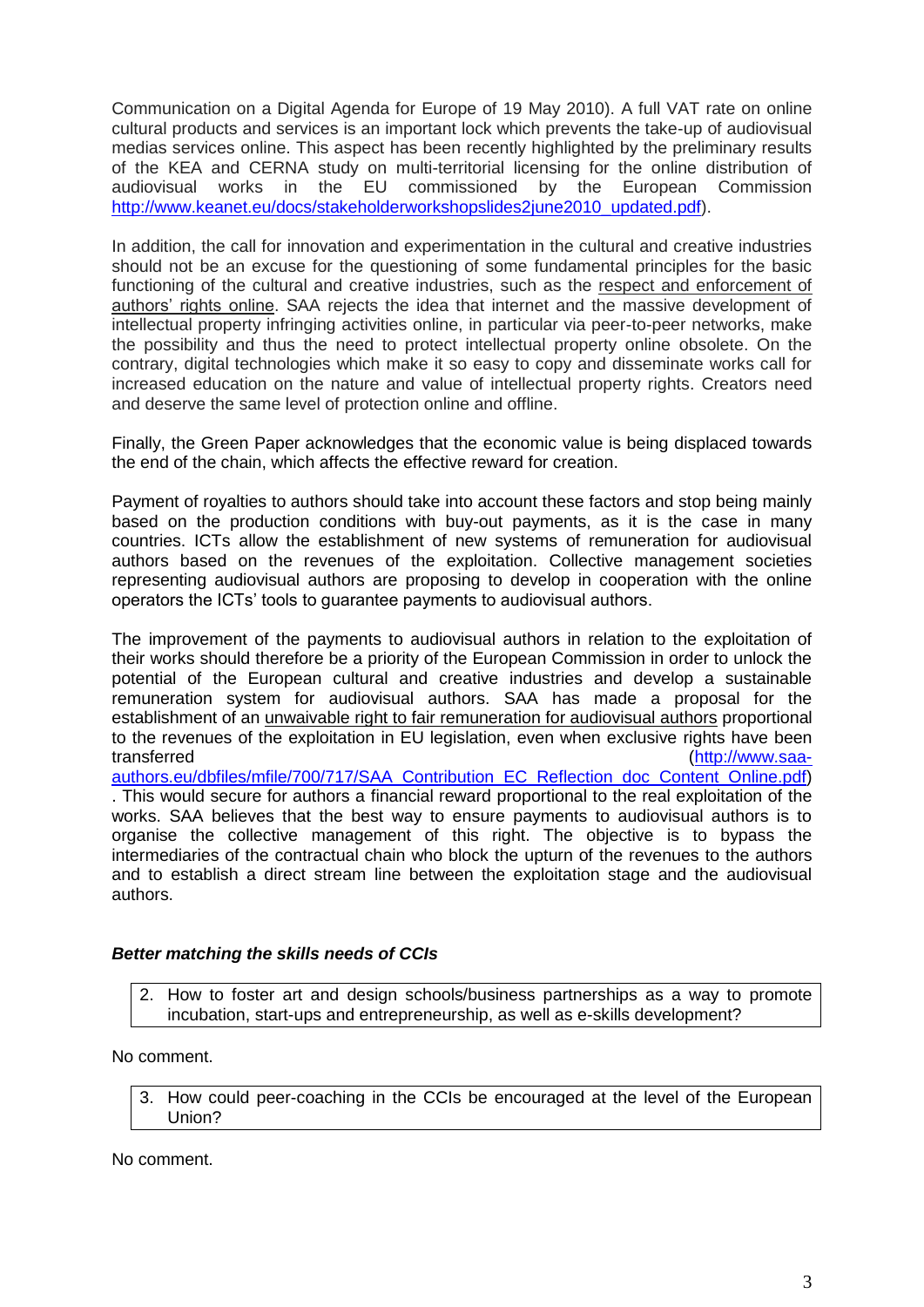Communication on a Digital Agenda for Europe of 19 May 2010). A full VAT rate on online cultural products and services is an important lock which prevents the take-up of audiovisual medias services online. This aspect has been recently highlighted by the preliminary results of the KEA and CERNA study on multi-territorial licensing for the online distribution of audiovisual works in the EU commissioned by the European Commission http://www.keanet.eu/docs/stakeholderworkshopslides2june2010_updated.pdf).

In addition, the call for innovation and experimentation in the cultural and creative industries should not be an excuse for the questioning of some fundamental principles for the basic functioning of the cultural and creative industries, such as the respect and enforcement of authors' rights online. SAA rejects the idea that internet and the massive development of intellectual property infringing activities online, in particular via peer-to-peer networks, make the possibility and thus the need to protect intellectual property online obsolete. On the contrary, digital technologies which make it so easy to copy and disseminate works call for increased education on the nature and value of intellectual property rights. Creators need and deserve the same level of protection online and offline.

Finally, the Green Paper acknowledges that the economic value is being displaced towards the end of the chain, which affects the effective reward for creation.

Payment of royalties to authors should take into account these factors and stop being mainly based on the production conditions with buy-out payments, as it is the case in many countries. ICTs allow the establishment of new systems of remuneration for audiovisual authors based on the revenues of the exploitation. Collective management societies representing audiovisual authors are proposing to develop in cooperation with the online operators the ICTs' tools to guarantee payments to audiovisual authors.

The improvement of the payments to audiovisual authors in relation to the exploitation of their works should therefore be a priority of the European Commission in order to unlock the potential of the European cultural and creative industries and develop a sustainable remuneration system for audiovisual authors. SAA has made a proposal for the establishment of an unwaivable right to fair remuneration for audiovisual authors proportional to the revenues of the exploitation in EU legislation, even when exclusive rights have been transferred (http://www.saa-authors.eu/dbfiles/mfile/700/717/SAA_Contribution_EC_Reflection_doc_Content_Online.pdf). This would secure for authors a financial reward proportional to the real exploitation of the works. SAA believes that the best way to ensure payments to audiovisual authors is to organise the collective management of this right. The objective is to bypass the intermediaries of the contractual chain who block the upturn of the revenues to the authors and to establish a direct stream line between the exploitation stage and the audiovisual authors.

***Better matching the skills needs of CCIs***

2. How to foster art and design schools/business partnerships as a way to promote incubation, start-ups and entrepreneurship, as well as e-skills development?

No comment.

3. How could peer-coaching in the CCIs be encouraged at the level of the European Union?

No comment.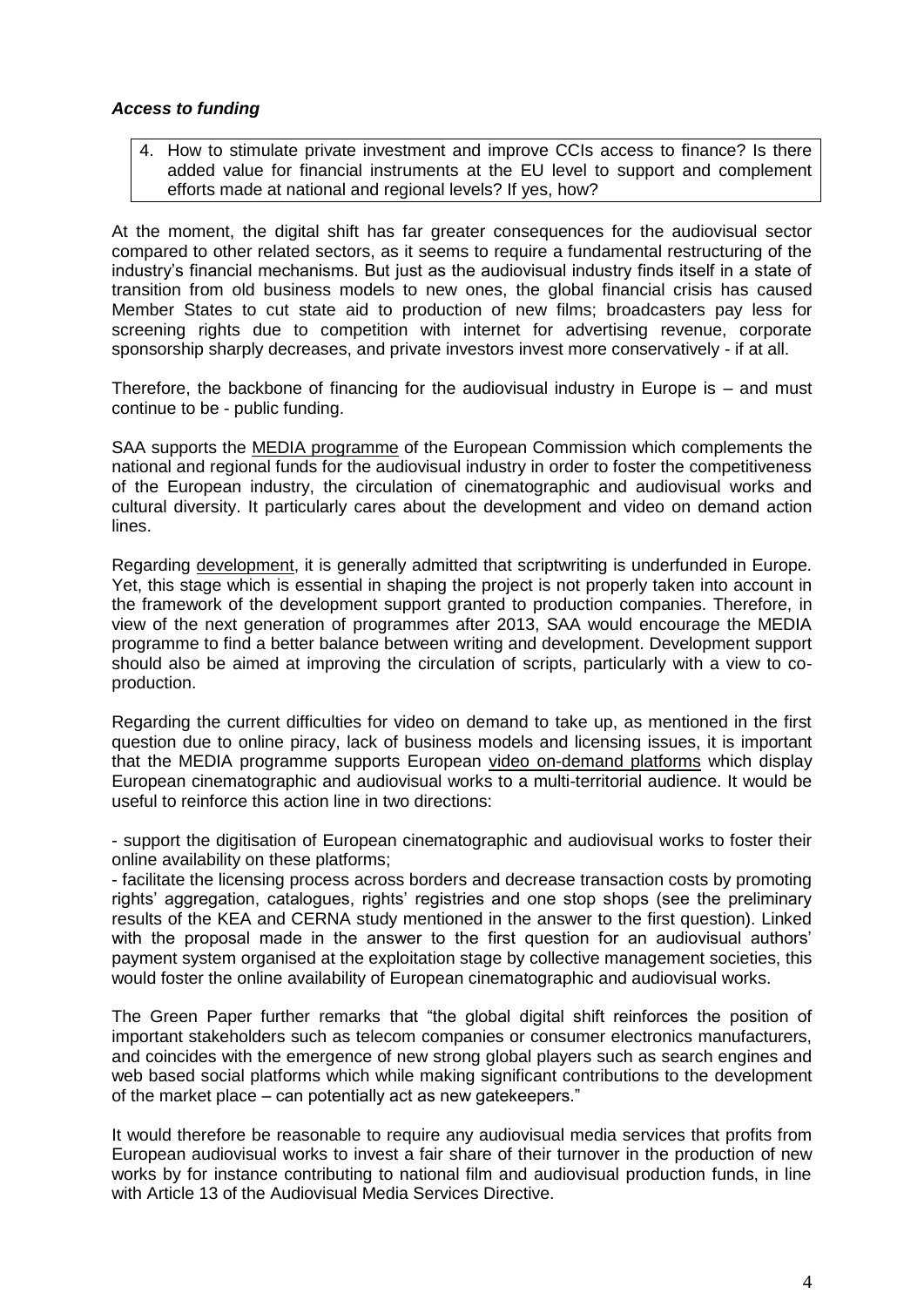### ***Access to funding***

4. How to stimulate private investment and improve CCIs access to finance? Is there added value for financial instruments at the EU level to support and complement efforts made at national and regional levels? If yes, how?

At the moment, the digital shift has far greater consequences for the audiovisual sector compared to other related sectors, as it seems to require a fundamental restructuring of the industry's financial mechanisms. But just as the audiovisual industry finds itself in a state of transition from old business models to new ones, the global financial crisis has caused Member States to cut state aid to production of new films; broadcasters pay less for screening rights due to competition with internet for advertising revenue, corporate sponsorship sharply decreases, and private investors invest more conservatively - if at all.

Therefore, the backbone of financing for the audiovisual industry in Europe is – and must continue to be - public funding.

SAA supports the MEDIA programme of the European Commission which complements the national and regional funds for the audiovisual industry in order to foster the competitiveness of the European industry, the circulation of cinematographic and audiovisual works and cultural diversity. It particularly cares about the development and video on demand action lines.

Regarding development, it is generally admitted that scriptwriting is underfunded in Europe. Yet, this stage which is essential in shaping the project is not properly taken into account in the framework of the development support granted to production companies. Therefore, in view of the next generation of programmes after 2013, SAA would encourage the MEDIA programme to find a better balance between writing and development. Development support should also be aimed at improving the circulation of scripts, particularly with a view to co-production.

Regarding the current difficulties for video on demand to take up, as mentioned in the first question due to online piracy, lack of business models and licensing issues, it is important that the MEDIA programme supports European video on-demand platforms which display European cinematographic and audiovisual works to a multi-territorial audience. It would be useful to reinforce this action line in two directions:

- support the digitisation of European cinematographic and audiovisual works to foster their online availability on these platforms;
- facilitate the licensing process across borders and decrease transaction costs by promoting rights' aggregation, catalogues, rights' registries and one stop shops (see the preliminary results of the KEA and CERNA study mentioned in the answer to the first question). Linked with the proposal made in the answer to the first question for an audiovisual authors' payment system organised at the exploitation stage by collective management societies, this would foster the online availability of European cinematographic and audiovisual works.

The Green Paper further remarks that "the global digital shift reinforces the position of important stakeholders such as telecom companies or consumer electronics manufacturers, and coincides with the emergence of new strong global players such as search engines and web based social platforms which while making significant contributions to the development of the market place – can potentially act as new gatekeepers."

It would therefore be reasonable to require any audiovisual media services that profits from European audiovisual works to invest a fair share of their turnover in the production of new works by for instance contributing to national film and audiovisual production funds, in line with Article 13 of the Audiovisual Media Services Directive.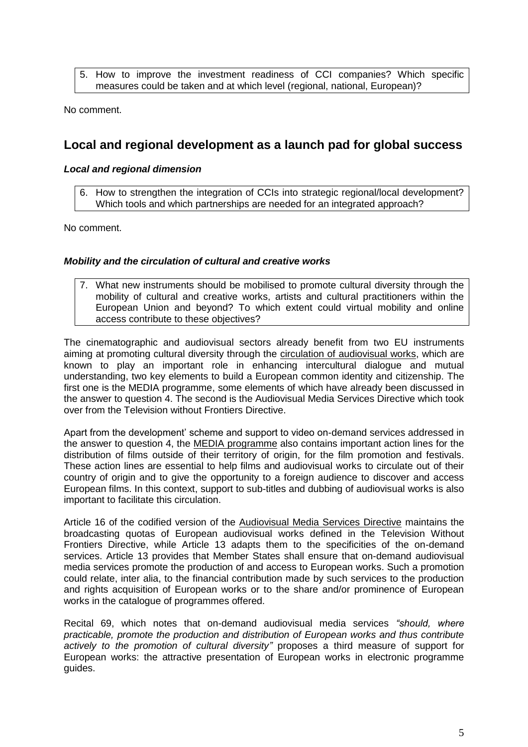5. How to improve the investment readiness of CCI companies? Which specific measures could be taken and at which level (regional, national, European)?

No comment.

## Local and regional development as a launch pad for global success

### *Local and regional dimension*

6. How to strengthen the integration of CCIs into strategic regional/local development? Which tools and which partnerships are needed for an integrated approach?

No comment.

### *Mobility and the circulation of cultural and creative works*

7. What new instruments should be mobilised to promote cultural diversity through the mobility of cultural and creative works, artists and cultural practitioners within the European Union and beyond? To which extent could virtual mobility and online access contribute to these objectives?

The cinematographic and audiovisual sectors already benefit from two EU instruments aiming at promoting cultural diversity through the circulation of audiovisual works, which are known to play an important role in enhancing intercultural dialogue and mutual understanding, two key elements to build a European common identity and citizenship. The first one is the MEDIA programme, some elements of which have already been discussed in the answer to question 4. The second is the Audiovisual Media Services Directive which took over from the Television without Frontiers Directive.

Apart from the development' scheme and support to video on-demand services addressed in the answer to question 4, the MEDIA programme also contains important action lines for the distribution of films outside of their territory of origin, for the film promotion and festivals. These action lines are essential to help films and audiovisual works to circulate out of their country of origin and to give the opportunity to a foreign audience to discover and access European films. In this context, support to sub-titles and dubbing of audiovisual works is also important to facilitate this circulation.

Article 16 of the codified version of the Audiovisual Media Services Directive maintains the broadcasting quotas of European audiovisual works defined in the Television Without Frontiers Directive, while Article 13 adapts them to the specificities of the on-demand services. Article 13 provides that Member States shall ensure that on-demand audiovisual media services promote the production of and access to European works. Such a promotion could relate, inter alia, to the financial contribution made by such services to the production and rights acquisition of European works or to the share and/or prominence of European works in the catalogue of programmes offered.

Recital 69, which notes that on-demand audiovisual media services *"should, where practicable, promote the production and distribution of European works and thus contribute actively to the promotion of cultural diversity"* proposes a third measure of support for European works: the attractive presentation of European works in electronic programme guides.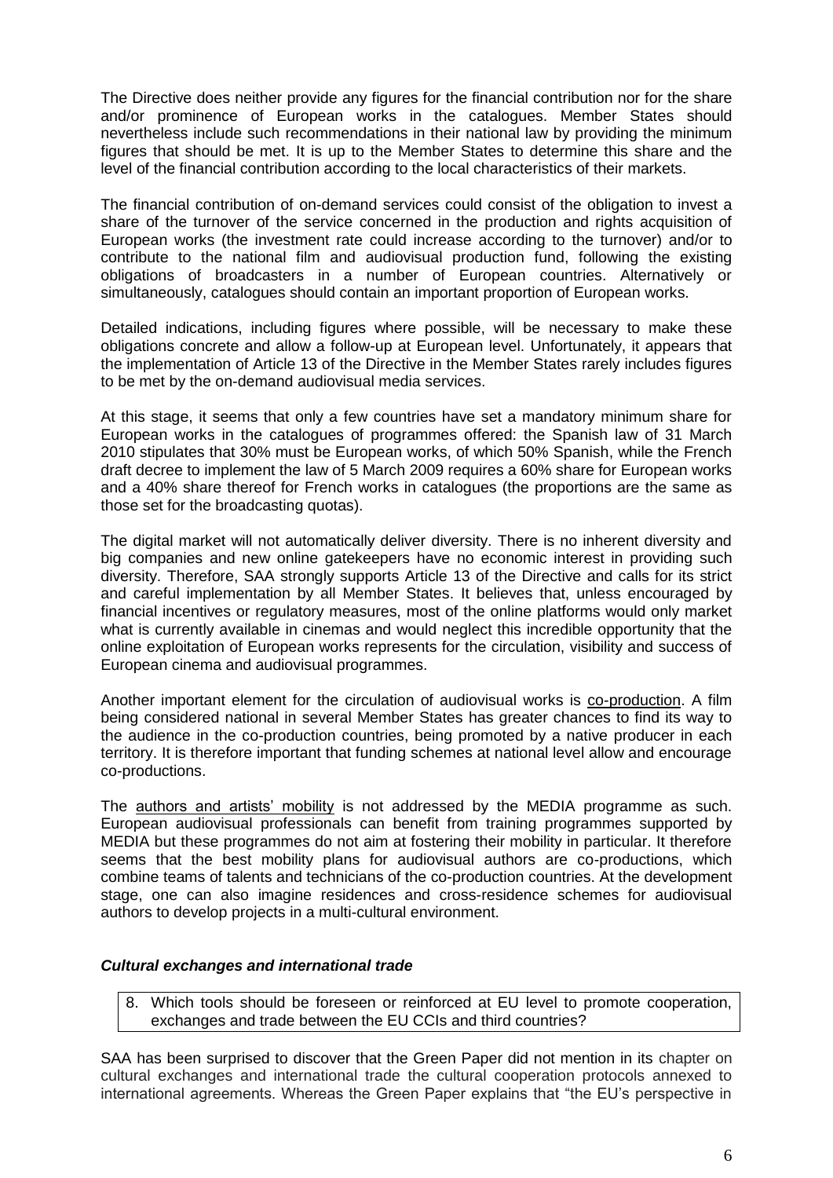The Directive does neither provide any figures for the financial contribution nor for the share and/or prominence of European works in the catalogues. Member States should nevertheless include such recommendations in their national law by providing the minimum figures that should be met. It is up to the Member States to determine this share and the level of the financial contribution according to the local characteristics of their markets.

The financial contribution of on-demand services could consist of the obligation to invest a share of the turnover of the service concerned in the production and rights acquisition of European works (the investment rate could increase according to the turnover) and/or to contribute to the national film and audiovisual production fund, following the existing obligations of broadcasters in a number of European countries. Alternatively or simultaneously, catalogues should contain an important proportion of European works.

Detailed indications, including figures where possible, will be necessary to make these obligations concrete and allow a follow-up at European level. Unfortunately, it appears that the implementation of Article 13 of the Directive in the Member States rarely includes figures to be met by the on-demand audiovisual media services.

At this stage, it seems that only a few countries have set a mandatory minimum share for European works in the catalogues of programmes offered: the Spanish law of 31 March 2010 stipulates that 30% must be European works, of which 50% Spanish, while the French draft decree to implement the law of 5 March 2009 requires a 60% share for European works and a 40% share thereof for French works in catalogues (the proportions are the same as those set for the broadcasting quotas).

The digital market will not automatically deliver diversity. There is no inherent diversity and big companies and new online gatekeepers have no economic interest in providing such diversity. Therefore, SAA strongly supports Article 13 of the Directive and calls for its strict and careful implementation by all Member States. It believes that, unless encouraged by financial incentives or regulatory measures, most of the online platforms would only market what is currently available in cinemas and would neglect this incredible opportunity that the online exploitation of European works represents for the circulation, visibility and success of European cinema and audiovisual programmes.

Another important element for the circulation of audiovisual works is co-production. A film being considered national in several Member States has greater chances to find its way to the audience in the co-production countries, being promoted by a native producer in each territory. It is therefore important that funding schemes at national level allow and encourage co-productions.

The authors and artists' mobility is not addressed by the MEDIA programme as such. European audiovisual professionals can benefit from training programmes supported by MEDIA but these programmes do not aim at fostering their mobility in particular. It therefore seems that the best mobility plans for audiovisual authors are co-productions, which combine teams of talents and technicians of the co-production countries. At the development stage, one can also imagine residences and cross-residence schemes for audiovisual authors to develop projects in a multi-cultural environment.

### *Cultural exchanges and international trade*

8. Which tools should be foreseen or reinforced at EU level to promote cooperation, exchanges and trade between the EU CCIs and third countries?

SAA has been surprised to discover that the Green Paper did not mention in its chapter on cultural exchanges and international trade the cultural cooperation protocols annexed to international agreements. Whereas the Green Paper explains that "the EU's perspective in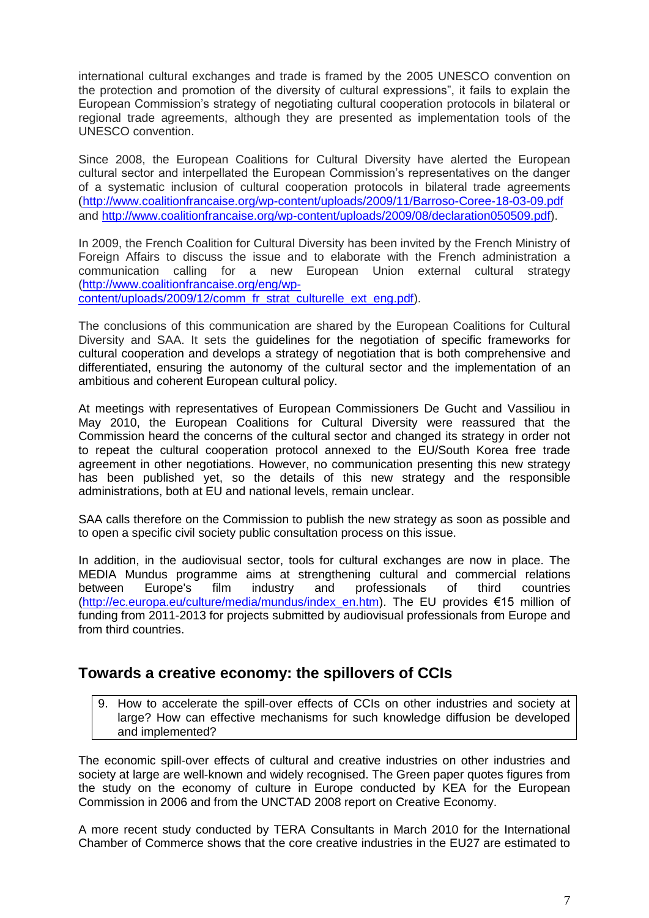international cultural exchanges and trade is framed by the 2005 UNESCO convention on the protection and promotion of the diversity of cultural expressions", it fails to explain the European Commission's strategy of negotiating cultural cooperation protocols in bilateral or regional trade agreements, although they are presented as implementation tools of the UNESCO convention.

Since 2008, the European Coalitions for Cultural Diversity have alerted the European cultural sector and interpellated the European Commission's representatives on the danger of a systematic inclusion of cultural cooperation protocols in bilateral trade agreements (http://www.coalitionfrancaise.org/wp-content/uploads/2009/11/Barroso-Coree-18-03-09.pdf and http://www.coalitionfrancaise.org/wp-content/uploads/2009/08/declaration050509.pdf).

In 2009, the French Coalition for Cultural Diversity has been invited by the French Ministry of Foreign Affairs to discuss the issue and to elaborate with the French administration a communication calling for a new European Union external cultural strategy (http://www.coalitionfrancaise.org/eng/wp-content/uploads/2009/12/comm_fr_strat_culturelle_ext_eng.pdf).

The conclusions of this communication are shared by the European Coalitions for Cultural Diversity and SAA. It sets the guidelines for the negotiation of specific frameworks for cultural cooperation and develops a strategy of negotiation that is both comprehensive and differentiated, ensuring the autonomy of the cultural sector and the implementation of an ambitious and coherent European cultural policy.

At meetings with representatives of European Commissioners De Gucht and Vassiliou in May 2010, the European Coalitions for Cultural Diversity were reassured that the Commission heard the concerns of the cultural sector and changed its strategy in order not to repeat the cultural cooperation protocol annexed to the EU/South Korea free trade agreement in other negotiations. However, no communication presenting this new strategy has been published yet, so the details of this new strategy and the responsible administrations, both at EU and national levels, remain unclear.

SAA calls therefore on the Commission to publish the new strategy as soon as possible and to open a specific civil society public consultation process on this issue.

In addition, in the audiovisual sector, tools for cultural exchanges are now in place. The MEDIA Mundus programme aims at strengthening cultural and commercial relations between Europe's film industry and professionals of third countries (http://ec.europa.eu/culture/media/mundus/index_en.htm). The EU provides €15 million of funding from 2011-2013 for projects submitted by audiovisual professionals from Europe and from third countries.

## Towards a creative economy: the spillovers of CCIs

9. How to accelerate the spill-over effects of CCIs on other industries and society at large? How can effective mechanisms for such knowledge diffusion be developed and implemented?

The economic spill-over effects of cultural and creative industries on other industries and society at large are well-known and widely recognised. The Green paper quotes figures from the study on the economy of culture in Europe conducted by KEA for the European Commission in 2006 and from the UNCTAD 2008 report on Creative Economy.

A more recent study conducted by TERA Consultants in March 2010 for the International Chamber of Commerce shows that the core creative industries in the EU27 are estimated to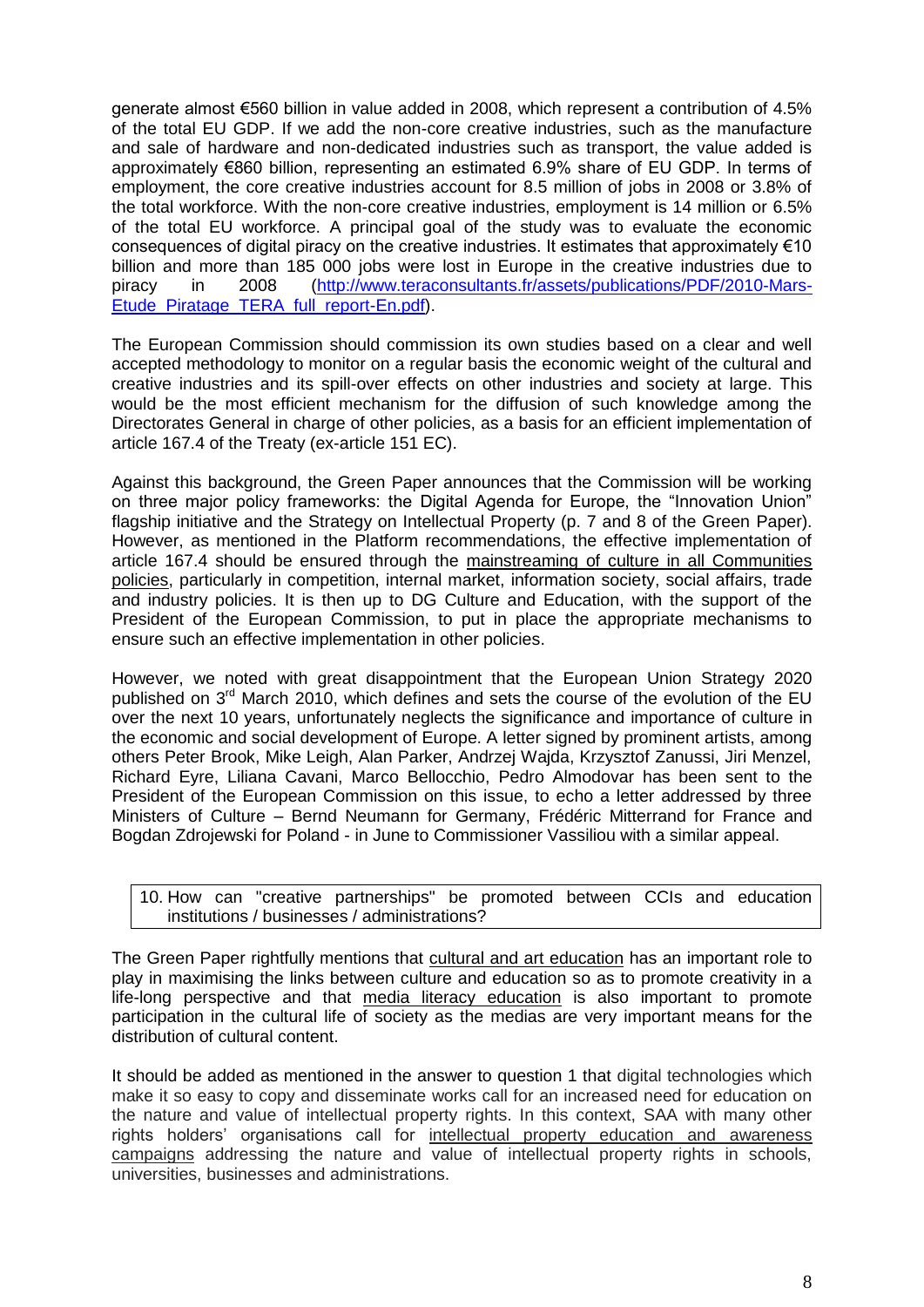generate almost €560 billion in value added in 2008, which represent a contribution of 4.5% of the total EU GDP. If we add the non-core creative industries, such as the manufacture and sale of hardware and non-dedicated industries such as transport, the value added is approximately €860 billion, representing an estimated 6.9% share of EU GDP. In terms of employment, the core creative industries account for 8.5 million of jobs in 2008 or 3.8% of the total workforce. With the non-core creative industries, employment is 14 million or 6.5% of the total EU workforce. A principal goal of the study was to evaluate the economic consequences of digital piracy on the creative industries. It estimates that approximately €10 billion and more than 185 000 jobs were lost in Europe in the creative industries due to piracy in 2008 ([http://www.teraconsultants.fr/assets/publications/PDF/2010-Mars-Etude_Piratage_TERA_full_report-En.pdf](http://www.teraconsultants.fr/assets/publications/PDF/2010-Mars-Etude_Piratage_TERA_full_report-En.pdf)).

The European Commission should commission its own studies based on a clear and well accepted methodology to monitor on a regular basis the economic weight of the cultural and creative industries and its spill-over effects on other industries and society at large. This would be the most efficient mechanism for the diffusion of such knowledge among the Directorates General in charge of other policies, as a basis for an efficient implementation of article 167.4 of the Treaty (ex-article 151 EC).

Against this background, the Green Paper announces that the Commission will be working on three major policy frameworks: the Digital Agenda for Europe, the "Innovation Union" flagship initiative and the Strategy on Intellectual Property (p. 7 and 8 of the Green Paper). However, as mentioned in the Platform recommendations, the effective implementation of article 167.4 should be ensured through the mainstreaming of culture in all Communities policies, particularly in competition, internal market, information society, social affairs, trade and industry policies. It is then up to DG Culture and Education, with the support of the President of the European Commission, to put in place the appropriate mechanisms to ensure such an effective implementation in other policies.

However, we noted with great disappointment that the European Union Strategy 2020 published on 3rd March 2010, which defines and sets the course of the evolution of the EU over the next 10 years, unfortunately neglects the significance and importance of culture in the economic and social development of Europe. A letter signed by prominent artists, among others Peter Brook, Mike Leigh, Alan Parker, Andrzej Wajda, Krzysztof Zanussi, Jiri Menzel, Richard Eyre, Liliana Cavani, Marco Bellocchio, Pedro Almodovar has been sent to the President of the European Commission on this issue, to echo a letter addressed by three Ministers of Culture – Bernd Neumann for Germany, Frédéric Mitterrand for France and Bogdan Zdrojewski for Poland - in June to Commissioner Vassiliou with a similar appeal.

10. How can "creative partnerships" be promoted between CCIs and education institutions / businesses / administrations?

The Green Paper rightfully mentions that cultural and art education has an important role to play in maximising the links between culture and education so as to promote creativity in a life-long perspective and that media literacy education is also important to promote participation in the cultural life of society as the medias are very important means for the distribution of cultural content.

It should be added as mentioned in the answer to question 1 that digital technologies which make it so easy to copy and disseminate works call for an increased need for education on the nature and value of intellectual property rights. In this context, SAA with many other rights holders' organisations call for intellectual property education and awareness campaigns addressing the nature and value of intellectual property rights in schools, universities, businesses and administrations.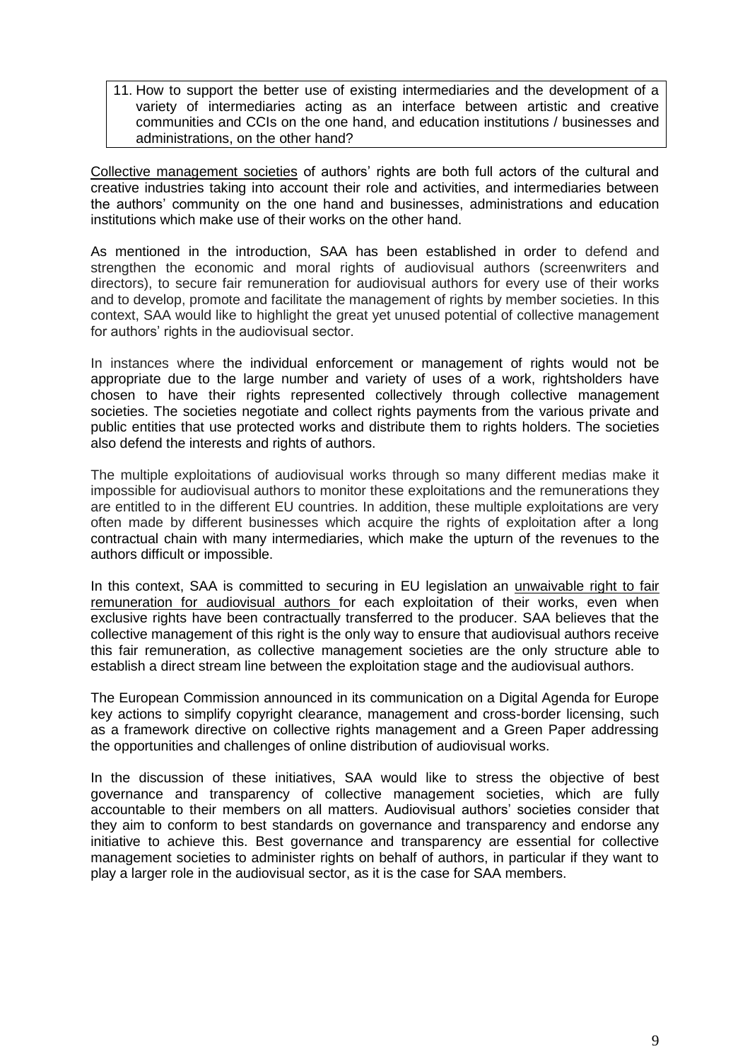11. How to support the better use of existing intermediaries and the development of a variety of intermediaries acting as an interface between artistic and creative communities and CCIs on the one hand, and education institutions / businesses and administrations, on the other hand?

Collective management societies of authors' rights are both full actors of the cultural and creative industries taking into account their role and activities, and intermediaries between the authors' community on the one hand and businesses, administrations and education institutions which make use of their works on the other hand.

As mentioned in the introduction, SAA has been established in order to defend and strengthen the economic and moral rights of audiovisual authors (screenwriters and directors), to secure fair remuneration for audiovisual authors for every use of their works and to develop, promote and facilitate the management of rights by member societies. In this context, SAA would like to highlight the great yet unused potential of collective management for authors' rights in the audiovisual sector.

In instances where the individual enforcement or management of rights would not be appropriate due to the large number and variety of uses of a work, rightsholders have chosen to have their rights represented collectively through collective management societies. The societies negotiate and collect rights payments from the various private and public entities that use protected works and distribute them to rights holders. The societies also defend the interests and rights of authors.

The multiple exploitations of audiovisual works through so many different medias make it impossible for audiovisual authors to monitor these exploitations and the remunerations they are entitled to in the different EU countries. In addition, these multiple exploitations are very often made by different businesses which acquire the rights of exploitation after a long contractual chain with many intermediaries, which make the upturn of the revenues to the authors difficult or impossible.

In this context, SAA is committed to securing in EU legislation an unwaivable right to fair remuneration for audiovisual authors for each exploitation of their works, even when exclusive rights have been contractually transferred to the producer. SAA believes that the collective management of this right is the only way to ensure that audiovisual authors receive this fair remuneration, as collective management societies are the only structure able to establish a direct stream line between the exploitation stage and the audiovisual authors.

The European Commission announced in its communication on a Digital Agenda for Europe key actions to simplify copyright clearance, management and cross-border licensing, such as a framework directive on collective rights management and a Green Paper addressing the opportunities and challenges of online distribution of audiovisual works.

In the discussion of these initiatives, SAA would like to stress the objective of best governance and transparency of collective management societies, which are fully accountable to their members on all matters. Audiovisual authors' societies consider that they aim to conform to best standards on governance and transparency and endorse any initiative to achieve this. Best governance and transparency are essential for collective management societies to administer rights on behalf of authors, in particular if they want to play a larger role in the audiovisual sector, as it is the case for SAA members.